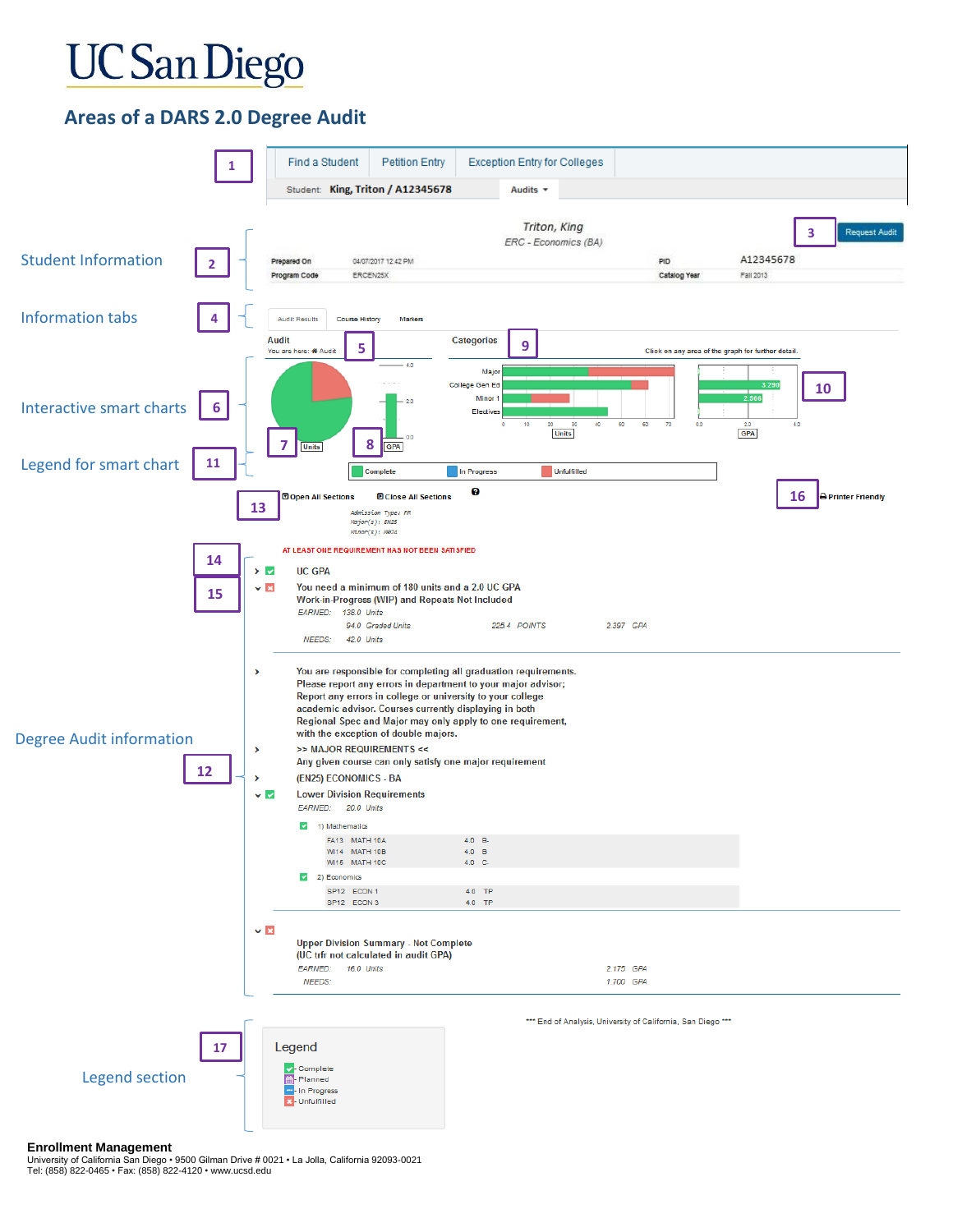# UC San Diego

## Areas of a DARS 2.0 Degree Audit

**1**

Find a Student | Petition Entry | Exception Entry for Colleges

Student: **King, Triton / A12345678** Audits ▾

**Student Information** **2**

*Triton, King*
*ERC - Economics (BA)*

**3** Request Audit

| | | | |
|---|---|---|---|
| **Prepared On** | 04/07/2017 12:42 PM | **PID** | A12345678 |
| **Program Code** | ERCEN25X | **Catalog Year** | Fall 2013 |

**Information tabs** **4**

Audit Results | Course History | Markers

**Interactive smart charts** **6**

Audit **5**
You are here: Audit

Categories **9**

Click on any area of the graph for further detail.

**7** Units

**8** GPA

Major
College Gen Ed
Minor 1
Electives

Units

3.290
2.566

**10**

GPA

**Legend for smart chart** **11**

Complete | In Progress | Unfulfilled

**13** Open All Sections | Close All Sections

**16** Printer Friendly

*Admission Type: FR*
*Major(s): EN25*
*Minor(s): MN74*

**14**

AT LEAST ONE REQUIREMENT HAS NOT BEEN SATISFIED

UC GPA

**15**

You need a minimum of 180 units and a 2.0 UC GPA
Work-in-Progress (WIP) and Repeats Not Included

*EARNED: 138.0 Units*
*94.0 Graded Units* *225.4 POINTS* *2.397 GPA*
*NEEDS: 42.0 Units*

**Degree Audit information** **12**

You are responsible for completing all graduation requirements.
Please report any errors in department to your major advisor;
Report any errors in college or university to your college
academic advisor. Courses currently displaying in both
Regional Spec and Major may only apply to one requirement,
with the exception of double majors.

>> MAJOR REQUIREMENTS <<
Any given course can only satisfy one major requirement

(EN25) ECONOMICS - BA

Lower Division Requirements
*EARNED: 20.0 Units*

1) Mathematics

| | | | |
|---|---|---|---|
| FA13 | MATH 10A | 4.0 | B- |
| WI14 | MATH 10B | 4.0 | B |
| WI16 | MATH 10C | 4.0 | C- |

2) Economics

| | | | |
|---|---|---|---|
| SP12 | ECON 1 | 4.0 | TP |
| SP12 | ECON 3 | 4.0 | TP |

Upper Division Summary - Not Complete
(UC trf not calculated in audit GPA)

*EARNED: 16.0 Units* *2.175 GPA*
*NEEDS:* *1.700 GPA*

\*\*\* End of Analysis, University of California, San Diego \*\*\*

**Legend section** **17**

Legend
- Complete
- Planned
- In Progress
- Unfulfilled

**Enrollment Management**
University of California San Diego • 9500 Gilman Drive # 0021 • La Jolla, California 92093-0021
Tel: (858) 822-0465 • Fax: (858) 822-4120 • www.ucsd.edu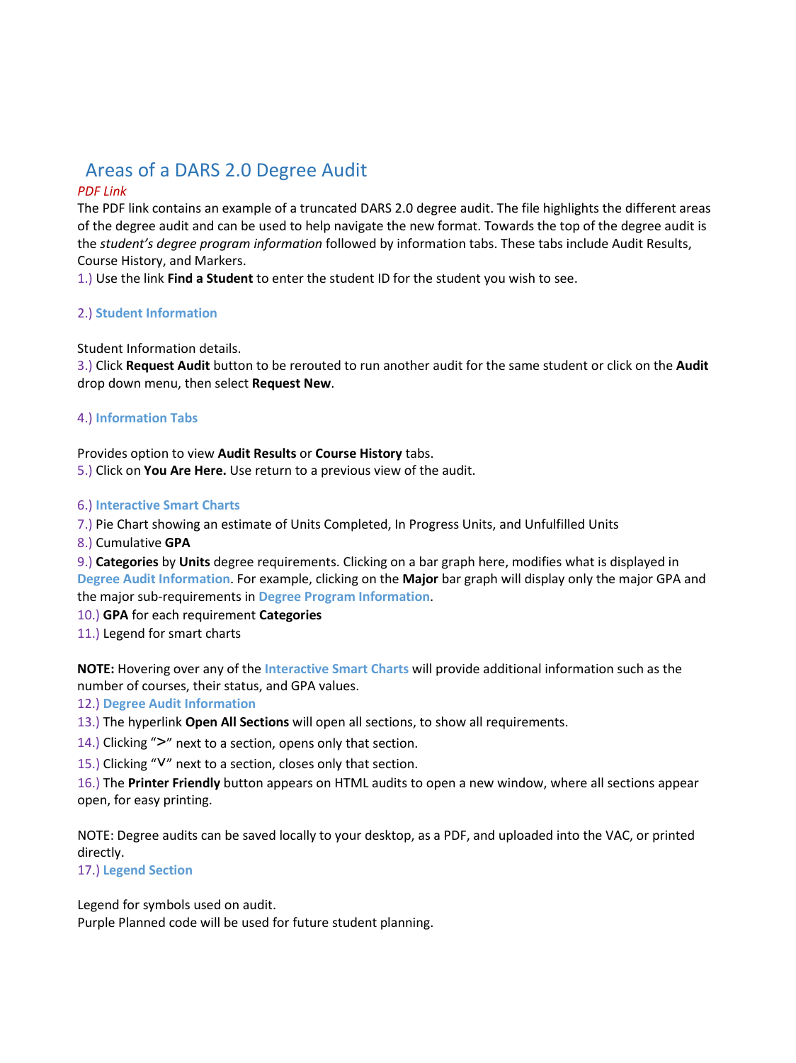## Areas of a DARS 2.0 Degree Audit

*PDF Link*

The PDF link contains an example of a truncated DARS 2.0 degree audit. The file highlights the different areas of the degree audit and can be used to help navigate the new format. Towards the top of the degree audit is the *student's degree program information* followed by information tabs. These tabs include Audit Results, Course History, and Markers.

1.) Use the link **Find a Student** to enter the student ID for the student you wish to see.

2.) **Student Information**

Student Information details.

3.) Click **Request Audit** button to be rerouted to run another audit for the same student or click on the **Audit** drop down menu, then select **Request New**.

4.) **Information Tabs**

Provides option to view **Audit Results** or **Course History** tabs.

5.) Click on **You Are Here.** Use return to a previous view of the audit.

6.) **Interactive Smart Charts**

7.) Pie Chart showing an estimate of Units Completed, In Progress Units, and Unfulfilled Units

8.) Cumulative **GPA**

9.) **Categories** by **Units** degree requirements. Clicking on a bar graph here, modifies what is displayed in **Degree Audit Information**. For example, clicking on the **Major** bar graph will display only the major GPA and the major sub-requirements in **Degree Program Information**.

10.) **GPA** for each requirement **Categories**

11.) Legend for smart charts

**NOTE:** Hovering over any of the **Interactive Smart Charts** will provide additional information such as the number of courses, their status, and GPA values.

12.) **Degree Audit Information**

13.) The hyperlink **Open All Sections** will open all sections, to show all requirements.

14.) Clicking ">" next to a section, opens only that section.

15.) Clicking "V" next to a section, closes only that section.

16.) The **Printer Friendly** button appears on HTML audits to open a new window, where all sections appear open, for easy printing.

NOTE: Degree audits can be saved locally to your desktop, as a PDF, and uploaded into the VAC, or printed directly.

17.) **Legend Section**

Legend for symbols used on audit.

Purple Planned code will be used for future student planning.